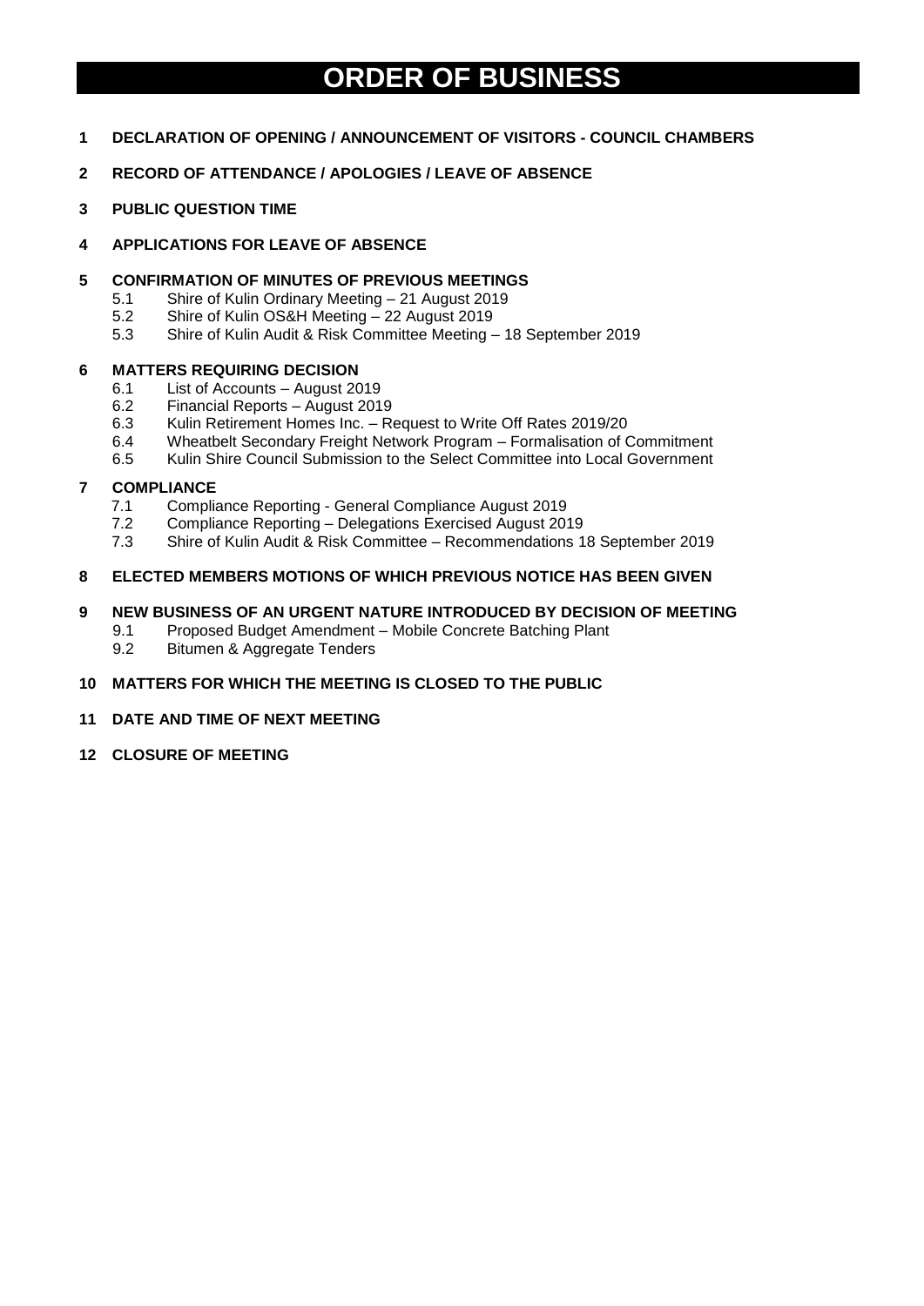# ORDER OF BUSINESS

**1 DECLARATION OF OPENING / ANNOUNCEMENT OF VISITORS - COUNCIL CHAMBERS**

**2 RECORD OF ATTENDANCE / APOLOGIES / LEAVE OF ABSENCE**

**3 PUBLIC QUESTION TIME**

**4 APPLICATIONS FOR LEAVE OF ABSENCE**

**5 CONFIRMATION OF MINUTES OF PREVIOUS MEETINGS**

- 5.1 Shire of Kulin Ordinary Meeting – 21 August 2019
- 5.2 Shire of Kulin OS&H Meeting – 22 August 2019
- 5.3 Shire of Kulin Audit & Risk Committee Meeting – 18 September 2019

**6 MATTERS REQUIRING DECISION**

- 6.1 List of Accounts – August 2019
- 6.2 Financial Reports – August 2019
- 6.3 Kulin Retirement Homes Inc. – Request to Write Off Rates 2019/20
- 6.4 Wheatbelt Secondary Freight Network Program – Formalisation of Commitment
- 6.5 Kulin Shire Council Submission to the Select Committee into Local Government

**7 COMPLIANCE**

- 7.1 Compliance Reporting - General Compliance August 2019
- 7.2 Compliance Reporting – Delegations Exercised August 2019
- 7.3 Shire of Kulin Audit & Risk Committee – Recommendations 18 September 2019

**8 ELECTED MEMBERS MOTIONS OF WHICH PREVIOUS NOTICE HAS BEEN GIVEN**

**9 NEW BUSINESS OF AN URGENT NATURE INTRODUCED BY DECISION OF MEETING**

- 9.1 Proposed Budget Amendment – Mobile Concrete Batching Plant
- 9.2 Bitumen & Aggregate Tenders

**10 MATTERS FOR WHICH THE MEETING IS CLOSED TO THE PUBLIC**

**11 DATE AND TIME OF NEXT MEETING**

**12 CLOSURE OF MEETING**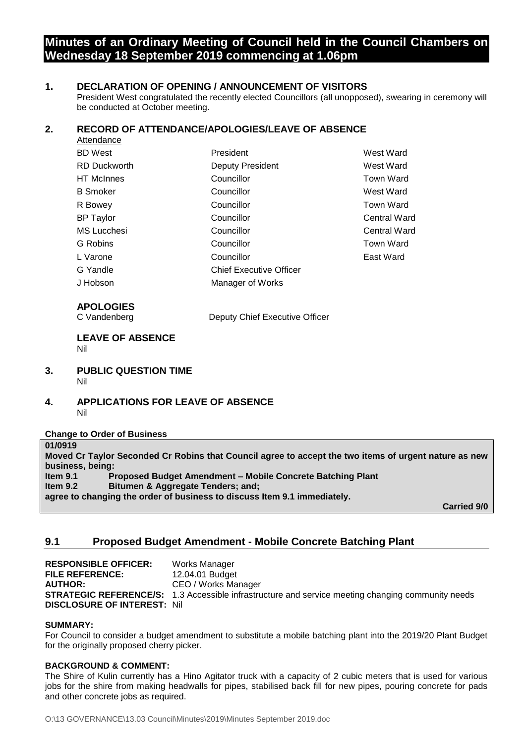# Minutes of an Ordinary Meeting of Council held in the Council Chambers on Wednesday 18 September 2019 commencing at 1.06pm

## 1. DECLARATION OF OPENING / ANNOUNCEMENT OF VISITORS

President West congratulated the recently elected Councillors (all unopposed), swearing in ceremony will be conducted at October meeting.

## 2. RECORD OF ATTENDANCE/APOLOGIES/LEAVE OF ABSENCE

Attendance

| | | |
|---|---|---|
| BD West | President | West Ward |
| RD Duckworth | Deputy President | West Ward |
| HT McInnes | Councillor | Town Ward |
| B Smoker | Councillor | West Ward |
| R Bowey | Councillor | Town Ward |
| BP Taylor | Councillor | Central Ward |
| MS Lucchesi | Councillor | Central Ward |
| G Robins | Councillor | Town Ward |
| L Varone | Councillor | East Ward |
| G Yandle | Chief Executive Officer | |
| J Hobson | Manager of Works | |

**APOLOGIES**

C Vandenberg Deputy Chief Executive Officer

**LEAVE OF ABSENCE**

Nil

## 3. PUBLIC QUESTION TIME

Nil

## 4. APPLICATIONS FOR LEAVE OF ABSENCE

Nil

**Change to Order of Business**

**01/0919**

**Moved Cr Taylor Seconded Cr Robins that Council agree to accept the two items of urgent nature as new business, being:**

**Item 9.1 Proposed Budget Amendment – Mobile Concrete Batching Plant**

**Item 9.2 Bitumen & Aggregate Tenders; and;**

**agree to changing the order of business to discuss Item 9.1 immediately.**

**Carried 9/0**

## 9.1 Proposed Budget Amendment - Mobile Concrete Batching Plant

**RESPONSIBLE OFFICER:** Works Manager
**FILE REFERENCE:** 12.04.01 Budget
**AUTHOR:** CEO / Works Manager
**STRATEGIC REFERENCE/S:** 1.3 Accessible infrastructure and service meeting changing community needs
**DISCLOSURE OF INTEREST:** Nil

**SUMMARY:**

For Council to consider a budget amendment to substitute a mobile batching plant into the 2019/20 Plant Budget for the originally proposed cherry picker.

**BACKGROUND & COMMENT:**

The Shire of Kulin currently has a Hino Agitator truck with a capacity of 2 cubic meters that is used for various jobs for the shire from making headwalls for pipes, stabilised back fill for new pipes, pouring concrete for pads and other concrete jobs as required.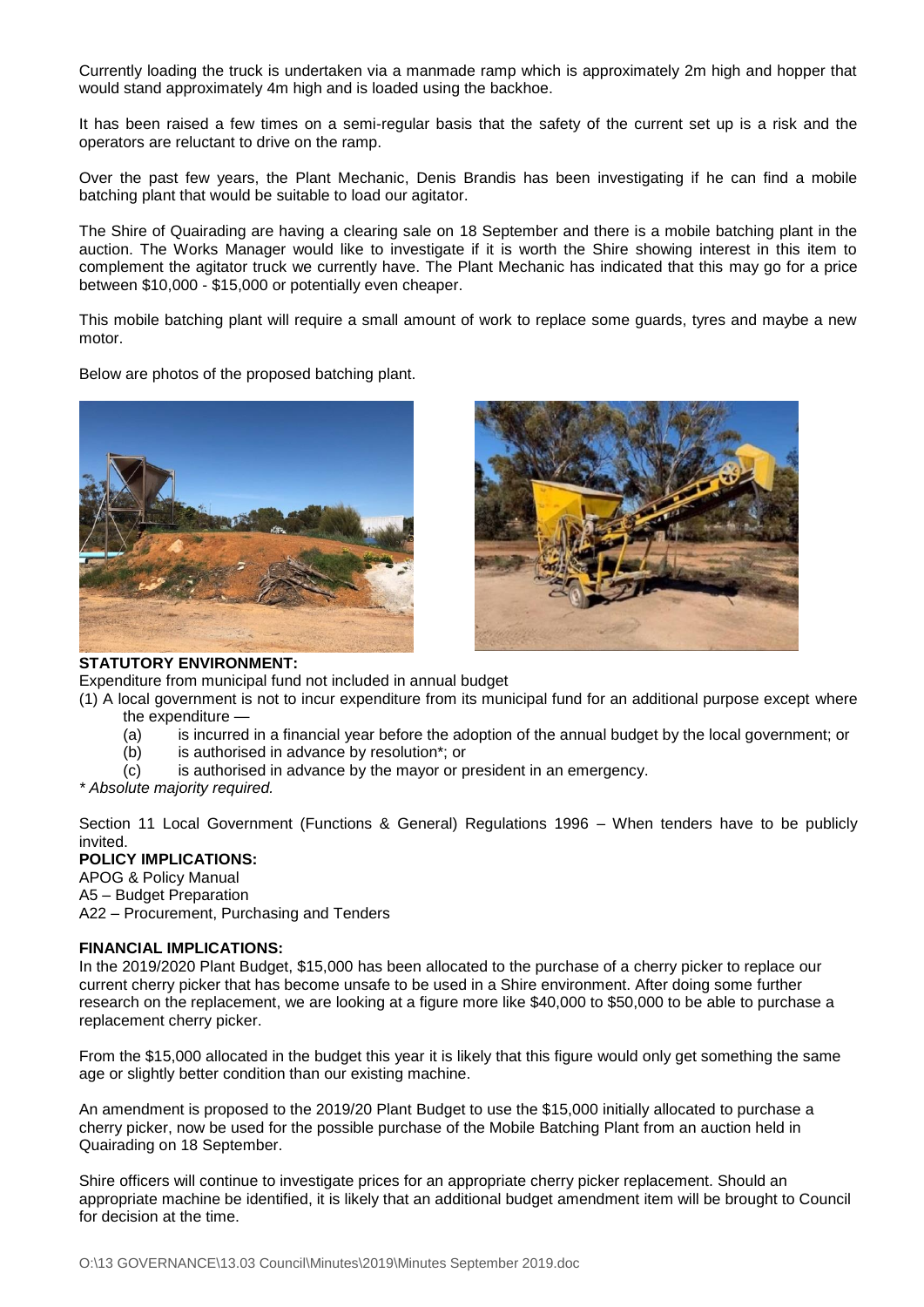Currently loading the truck is undertaken via a manmade ramp which is approximately 2m high and hopper that would stand approximately 4m high and is loaded using the backhoe.

It has been raised a few times on a semi-regular basis that the safety of the current set up is a risk and the operators are reluctant to drive on the ramp.

Over the past few years, the Plant Mechanic, Denis Brandis has been investigating if he can find a mobile batching plant that would be suitable to load our agitator.

The Shire of Quairading are having a clearing sale on 18 September and there is a mobile batching plant in the auction. The Works Manager would like to investigate if it is worth the Shire showing interest in this item to complement the agitator truck we currently have. The Plant Mechanic has indicated that this may go for a price between $10,000 - $15,000 or potentially even cheaper.

This mobile batching plant will require a small amount of work to replace some guards, tyres and maybe a new motor.

Below are photos of the proposed batching plant.

**STATUTORY ENVIRONMENT:**

Expenditure from municipal fund not included in annual budget

(1) A local government is not to incur expenditure from its municipal fund for an additional purpose except where the expenditure —

- (a) is incurred in a financial year before the adoption of the annual budget by the local government; or
- (b) is authorised in advance by resolution*; or
- (c) is authorised in advance by the mayor or president in an emergency.

*\* Absolute majority required.*

Section 11 Local Government (Functions & General) Regulations 1996 – When tenders have to be publicly invited.

**POLICY IMPLICATIONS:**

APOG & Policy Manual
A5 – Budget Preparation
A22 – Procurement, Purchasing and Tenders

**FINANCIAL IMPLICATIONS:**

In the 2019/2020 Plant Budget, $15,000 has been allocated to the purchase of a cherry picker to replace our current cherry picker that has become unsafe to be used in a Shire environment. After doing some further research on the replacement, we are looking at a figure more like $40,000 to $50,000 to be able to purchase a replacement cherry picker.

From the $15,000 allocated in the budget this year it is likely that this figure would only get something the same age or slightly better condition than our existing machine.

An amendment is proposed to the 2019/20 Plant Budget to use the $15,000 initially allocated to purchase a cherry picker, now be used for the possible purchase of the Mobile Batching Plant from an auction held in Quairading on 18 September.

Shire officers will continue to investigate prices for an appropriate cherry picker replacement. Should an appropriate machine be identified, it is likely that an additional budget amendment item will be brought to Council for decision at the time.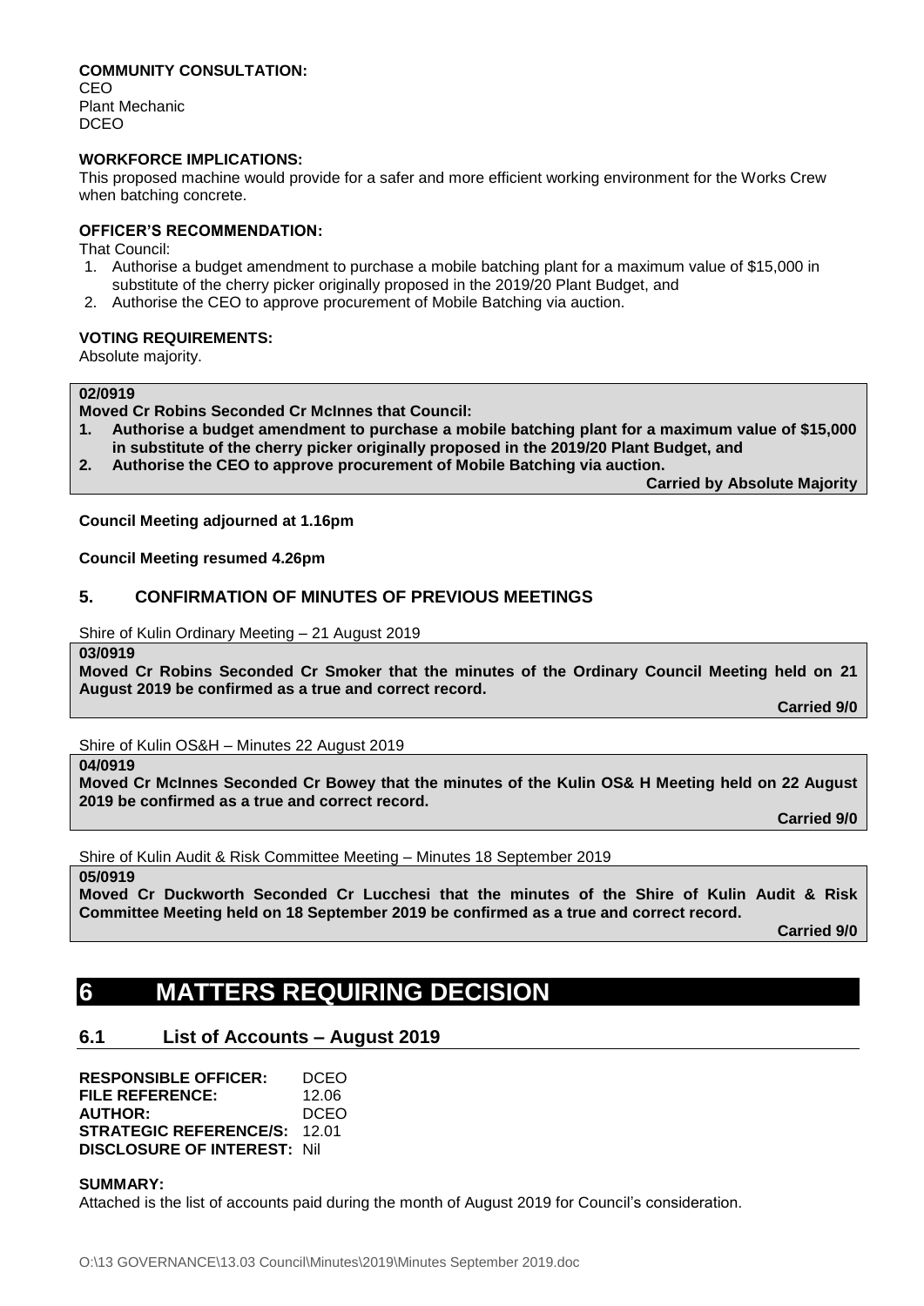**COMMUNITY CONSULTATION:**
CEO
Plant Mechanic
DCEO

**WORKFORCE IMPLICATIONS:**
This proposed machine would provide for a safer and more efficient working environment for the Works Crew when batching concrete.

**OFFICER'S RECOMMENDATION:**
That Council:

1. Authorise a budget amendment to purchase a mobile batching plant for a maximum value of $15,000 in substitute of the cherry picker originally proposed in the 2019/20 Plant Budget, and
2. Authorise the CEO to approve procurement of Mobile Batching via auction.

**VOTING REQUIREMENTS:**
Absolute majority.

**02/0919**
**Moved Cr Robins Seconded Cr McInnes that Council:**
1. **Authorise a budget amendment to purchase a mobile batching plant for a maximum value of $15,000 in substitute of the cherry picker originally proposed in the 2019/20 Plant Budget, and**
2. **Authorise the CEO to approve procurement of Mobile Batching via auction.**

**Carried by Absolute Majority**

**Council Meeting adjourned at 1.16pm**

**Council Meeting resumed 4.26pm**

## 5. CONFIRMATION OF MINUTES OF PREVIOUS MEETINGS

Shire of Kulin Ordinary Meeting – 21 August 2019

**03/0919**
**Moved Cr Robins Seconded Cr Smoker that the minutes of the Ordinary Council Meeting held on 21 August 2019 be confirmed as a true and correct record.**

**Carried 9/0**

Shire of Kulin OS&H – Minutes 22 August 2019

**04/0919**
**Moved Cr McInnes Seconded Cr Bowey that the minutes of the Kulin OS& H Meeting held on 22 August 2019 be confirmed as a true and correct record.**

**Carried 9/0**

Shire of Kulin Audit & Risk Committee Meeting – Minutes 18 September 2019

**05/0919**
**Moved Cr Duckworth Seconded Cr Lucchesi that the minutes of the Shire of Kulin Audit & Risk Committee Meeting held on 18 September 2019 be confirmed as a true and correct record.**

**Carried 9/0**

# 6 MATTERS REQUIRING DECISION

## 6.1 List of Accounts – August 2019

**RESPONSIBLE OFFICER:** DCEO
**FILE REFERENCE:** 12.06
**AUTHOR:** DCEO
**STRATEGIC REFERENCE/S:** 12.01
**DISCLOSURE OF INTEREST:** Nil

**SUMMARY:**
Attached is the list of accounts paid during the month of August 2019 for Council's consideration.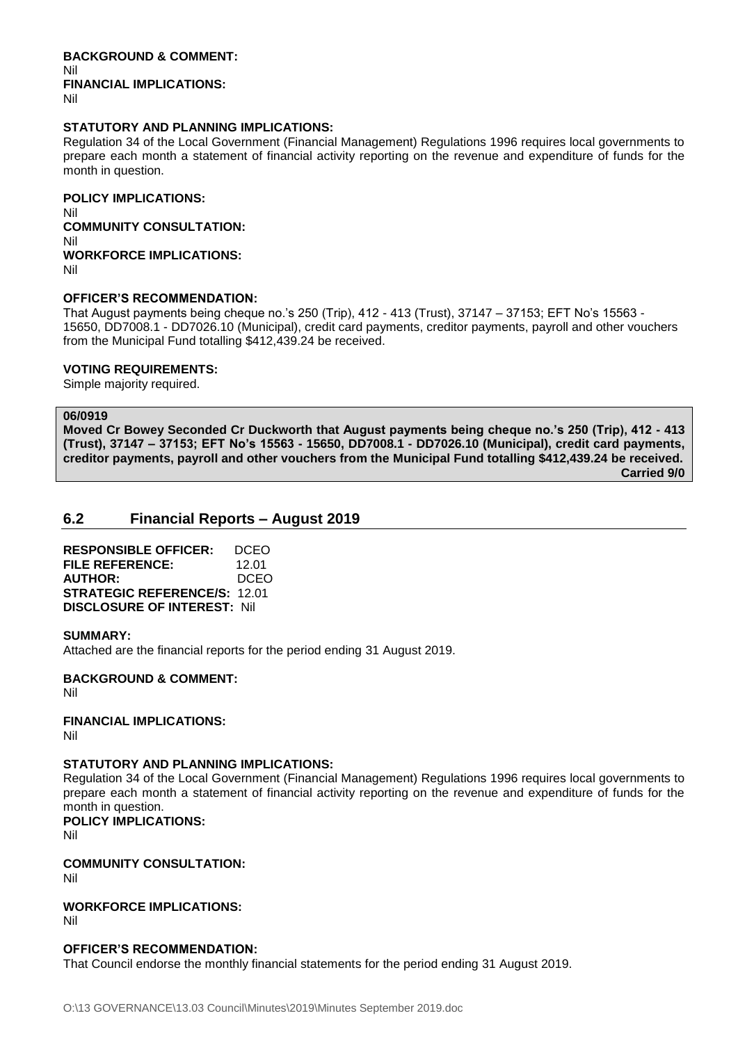**BACKGROUND & COMMENT:**
Nil

**FINANCIAL IMPLICATIONS:**
Nil

**STATUTORY AND PLANNING IMPLICATIONS:**
Regulation 34 of the Local Government (Financial Management) Regulations 1996 requires local governments to prepare each month a statement of financial activity reporting on the revenue and expenditure of funds for the month in question.

**POLICY IMPLICATIONS:**
Nil

**COMMUNITY CONSULTATION:**
Nil

**WORKFORCE IMPLICATIONS:**
Nil

**OFFICER'S RECOMMENDATION:**
That August payments being cheque no.'s 250 (Trip), 412 - 413 (Trust), 37147 – 37153; EFT No's 15563 - 15650, DD7008.1 - DD7026.10 (Municipal), credit card payments, creditor payments, payroll and other vouchers from the Municipal Fund totalling $412,439.24 be received.

**VOTING REQUIREMENTS:**
Simple majority required.

**06/0919**
**Moved Cr Bowey Seconded Cr Duckworth that August payments being cheque no.'s 250 (Trip), 412 - 413 (Trust), 37147 – 37153; EFT No's 15563 - 15650, DD7008.1 - DD7026.10 (Municipal), credit card payments, creditor payments, payroll and other vouchers from the Municipal Fund totalling $412,439.24 be received.**
**Carried 9/0**

## 6.2 Financial Reports – August 2019

**RESPONSIBLE OFFICER:** DCEO
**FILE REFERENCE:** 12.01
**AUTHOR:** DCEO
**STRATEGIC REFERENCE/S:** 12.01
**DISCLOSURE OF INTEREST:** Nil

**SUMMARY:**
Attached are the financial reports for the period ending 31 August 2019.

**BACKGROUND & COMMENT:**
Nil

**FINANCIAL IMPLICATIONS:**
Nil

**STATUTORY AND PLANNING IMPLICATIONS:**
Regulation 34 of the Local Government (Financial Management) Regulations 1996 requires local governments to prepare each month a statement of financial activity reporting on the revenue and expenditure of funds for the month in question.

**POLICY IMPLICATIONS:**
Nil

**COMMUNITY CONSULTATION:**
Nil

**WORKFORCE IMPLICATIONS:**
Nil

**OFFICER'S RECOMMENDATION:**
That Council endorse the monthly financial statements for the period ending 31 August 2019.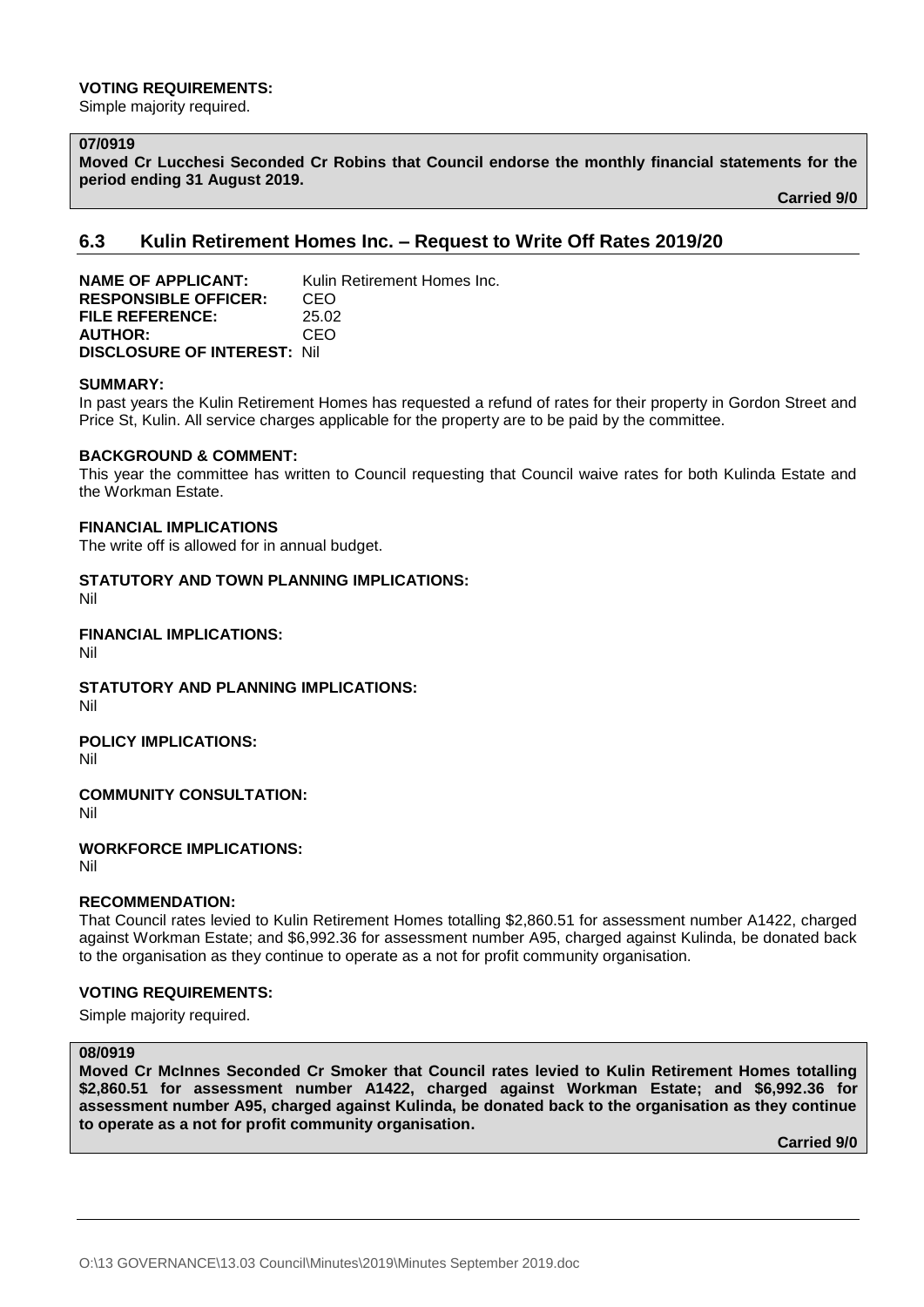**VOTING REQUIREMENTS:**
Simple majority required.

**07/0919**
**Moved Cr Lucchesi Seconded Cr Robins that Council endorse the monthly financial statements for the period ending 31 August 2019.**

**Carried 9/0**

## 6.3 Kulin Retirement Homes Inc. – Request to Write Off Rates 2019/20

**NAME OF APPLICANT:** Kulin Retirement Homes Inc.
**RESPONSIBLE OFFICER:** CEO
**FILE REFERENCE:** 25.02
**AUTHOR:** CEO
**DISCLOSURE OF INTEREST:** Nil

**SUMMARY:**
In past years the Kulin Retirement Homes has requested a refund of rates for their property in Gordon Street and Price St, Kulin. All service charges applicable for the property are to be paid by the committee.

**BACKGROUND & COMMENT:**
This year the committee has written to Council requesting that Council waive rates for both Kulinda Estate and the Workman Estate.

**FINANCIAL IMPLICATIONS**
The write off is allowed for in annual budget.

**STATUTORY AND TOWN PLANNING IMPLICATIONS:**
Nil

**FINANCIAL IMPLICATIONS:**
Nil

**STATUTORY AND PLANNING IMPLICATIONS:**
Nil

**POLICY IMPLICATIONS:**
Nil

**COMMUNITY CONSULTATION:**
Nil

**WORKFORCE IMPLICATIONS:**
Nil

**RECOMMENDATION:**
That Council rates levied to Kulin Retirement Homes totalling $2,860.51 for assessment number A1422, charged against Workman Estate; and $6,992.36 for assessment number A95, charged against Kulinda, be donated back to the organisation as they continue to operate as a not for profit community organisation.

**VOTING REQUIREMENTS:**
Simple majority required.

**08/0919**
**Moved Cr McInnes Seconded Cr Smoker that Council rates levied to Kulin Retirement Homes totalling $2,860.51 for assessment number A1422, charged against Workman Estate; and $6,992.36 for assessment number A95, charged against Kulinda, be donated back to the organisation as they continue to operate as a not for profit community organisation.**

**Carried 9/0**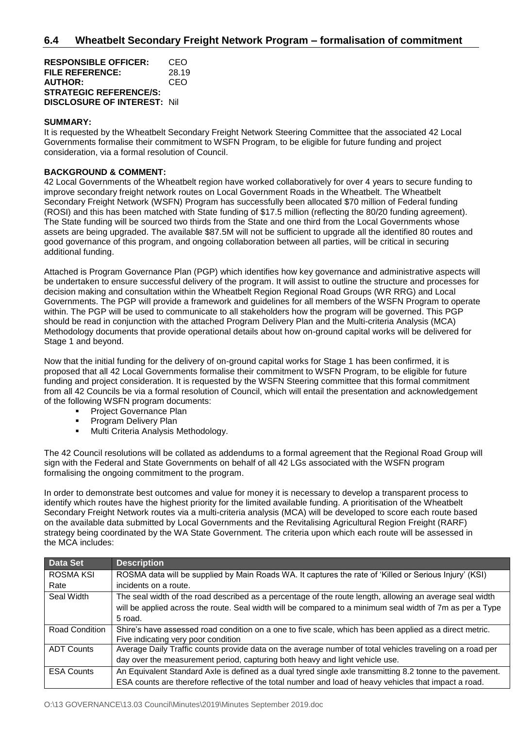## 6.4 Wheatbelt Secondary Freight Network Program – formalisation of commitment

**RESPONSIBLE OFFICER:** CEO
**FILE REFERENCE:** 28.19
**AUTHOR:** CEO
**STRATEGIC REFERENCE/S:**
**DISCLOSURE OF INTEREST:** Nil

**SUMMARY:**
It is requested by the Wheatbelt Secondary Freight Network Steering Committee that the associated 42 Local Governments formalise their commitment to WSFN Program, to be eligible for future funding and project consideration, via a formal resolution of Council.

**BACKGROUND & COMMENT:**
42 Local Governments of the Wheatbelt region have worked collaboratively for over 4 years to secure funding to improve secondary freight network routes on Local Government Roads in the Wheatbelt. The Wheatbelt Secondary Freight Network (WSFN) Program has successfully been allocated \$70 million of Federal funding (ROSI) and this has been matched with State funding of \$17.5 million (reflecting the 80/20 funding agreement). The State funding will be sourced two thirds from the State and one third from the Local Governments whose assets are being upgraded. The available \$87.5M will not be sufficient to upgrade all the identified 80 routes and good governance of this program, and ongoing collaboration between all parties, will be critical in securing additional funding.

Attached is Program Governance Plan (PGP) which identifies how key governance and administrative aspects will be undertaken to ensure successful delivery of the program. It will assist to outline the structure and processes for decision making and consultation within the Wheatbelt Region Regional Road Groups (WR RRG) and Local Governments. The PGP will provide a framework and guidelines for all members of the WSFN Program to operate within. The PGP will be used to communicate to all stakeholders how the program will be governed. This PGP should be read in conjunction with the attached Program Delivery Plan and the Multi-criteria Analysis (MCA) Methodology documents that provide operational details about how on-ground capital works will be delivered for Stage 1 and beyond.

Now that the initial funding for the delivery of on-ground capital works for Stage 1 has been confirmed, it is proposed that all 42 Local Governments formalise their commitment to WSFN Program, to be eligible for future funding and project consideration. It is requested by the WSFN Steering committee that this formal commitment from all 42 Councils be via a formal resolution of Council, which will entail the presentation and acknowledgement of the following WSFN program documents:

- Project Governance Plan
- Program Delivery Plan
- Multi Criteria Analysis Methodology.

The 42 Council resolutions will be collated as addendums to a formal agreement that the Regional Road Group will sign with the Federal and State Governments on behalf of all 42 LGs associated with the WSFN program formalising the ongoing commitment to the program.

In order to demonstrate best outcomes and value for money it is necessary to develop a transparent process to identify which routes have the highest priority for the limited available funding. A prioritisation of the Wheatbelt Secondary Freight Network routes via a multi-criteria analysis (MCA) will be developed to score each route based on the available data submitted by Local Governments and the Revitalising Agricultural Region Freight (RARF) strategy being coordinated by the WA State Government. The criteria upon which each route will be assessed in the MCA includes:

| Data Set | Description |
|---|---|
| ROSMA KSI Rate | ROSMA data will be supplied by Main Roads WA. It captures the rate of 'Killed or Serious Injury' (KSI) incidents on a route. |
| Seal Width | The seal width of the road described as a percentage of the route length, allowing an average seal width will be applied across the route. Seal width will be compared to a minimum seal width of 7m as per a Type 5 road. |
| Road Condition | Shire's have assessed road condition on a one to five scale, which has been applied as a direct metric. Five indicating very poor condition |
| ADT Counts | Average Daily Traffic counts provide data on the average number of total vehicles traveling on a road per day over the measurement period, capturing both heavy and light vehicle use. |
| ESA Counts | An Equivalent Standard Axle is defined as a dual tyred single axle transmitting 8.2 tonne to the pavement. ESA counts are therefore reflective of the total number and load of heavy vehicles that impact a road. |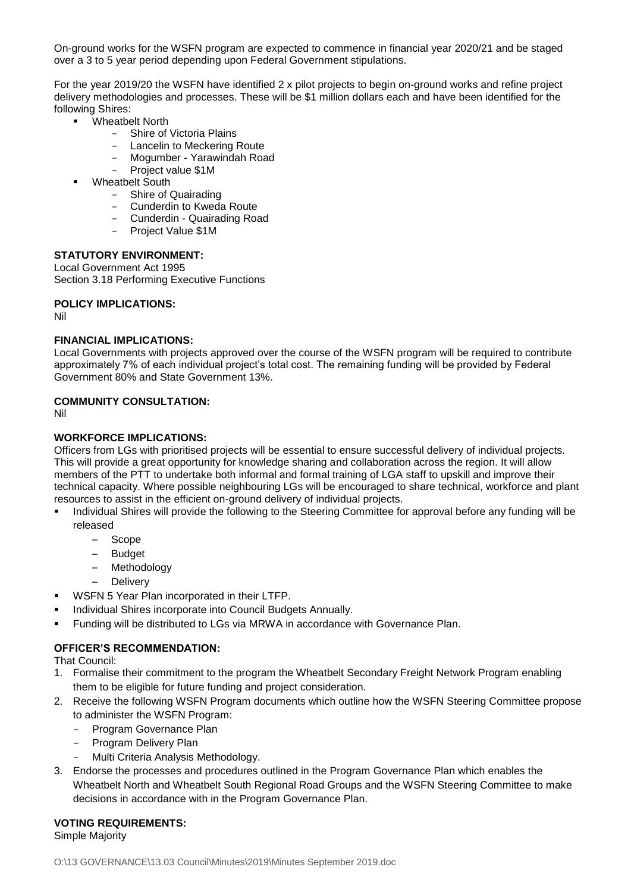On-ground works for the WSFN program are expected to commence in financial year 2020/21 and be staged over a 3 to 5 year period depending upon Federal Government stipulations.

For the year 2019/20 the WSFN have identified 2 x pilot projects to begin on-ground works and refine project delivery methodologies and processes. These will be $1 million dollars each and have been identified for the following Shires:

- Wheatbelt North
  - Shire of Victoria Plains
  - Lancelin to Meckering Route
  - Mogumber - Yarawindah Road
  - Project value $1M
- Wheatbelt South
  - Shire of Quairading
  - Cunderdin to Kweda Route
  - Cunderdin - Quairading Road
  - Project Value $1M

**STATUTORY ENVIRONMENT:**

Local Government Act 1995
Section 3.18 Performing Executive Functions

**POLICY IMPLICATIONS:**

Nil

**FINANCIAL IMPLICATIONS:**

Local Governments with projects approved over the course of the WSFN program will be required to contribute approximately 7% of each individual project's total cost. The remaining funding will be provided by Federal Government 80% and State Government 13%.

**COMMUNITY CONSULTATION:**

Nil

**WORKFORCE IMPLICATIONS:**

Officers from LGs with prioritised projects will be essential to ensure successful delivery of individual projects. This will provide a great opportunity for knowledge sharing and collaboration across the region. It will allow members of the PTT to undertake both informal and formal training of LGA staff to upskill and improve their technical capacity. Where possible neighbouring LGs will be encouraged to share technical, workforce and plant resources to assist in the efficient on-ground delivery of individual projects.

- Individual Shires will provide the following to the Steering Committee for approval before any funding will be released
  - Scope
  - Budget
  - Methodology
  - Delivery
- WSFN 5 Year Plan incorporated in their LTFP.
- Individual Shires incorporate into Council Budgets Annually.
- Funding will be distributed to LGs via MRWA in accordance with Governance Plan.

**OFFICER'S RECOMMENDATION:**

That Council:

1. Formalise their commitment to the program the Wheatbelt Secondary Freight Network Program enabling them to be eligible for future funding and project consideration.
2. Receive the following WSFN Program documents which outline how the WSFN Steering Committee propose to administer the WSFN Program:
   - Program Governance Plan
   - Program Delivery Plan
   - Multi Criteria Analysis Methodology.
3. Endorse the processes and procedures outlined in the Program Governance Plan which enables the Wheatbelt North and Wheatbelt South Regional Road Groups and the WSFN Steering Committee to make decisions in accordance with in the Program Governance Plan.

**VOTING REQUIREMENTS:**

Simple Majority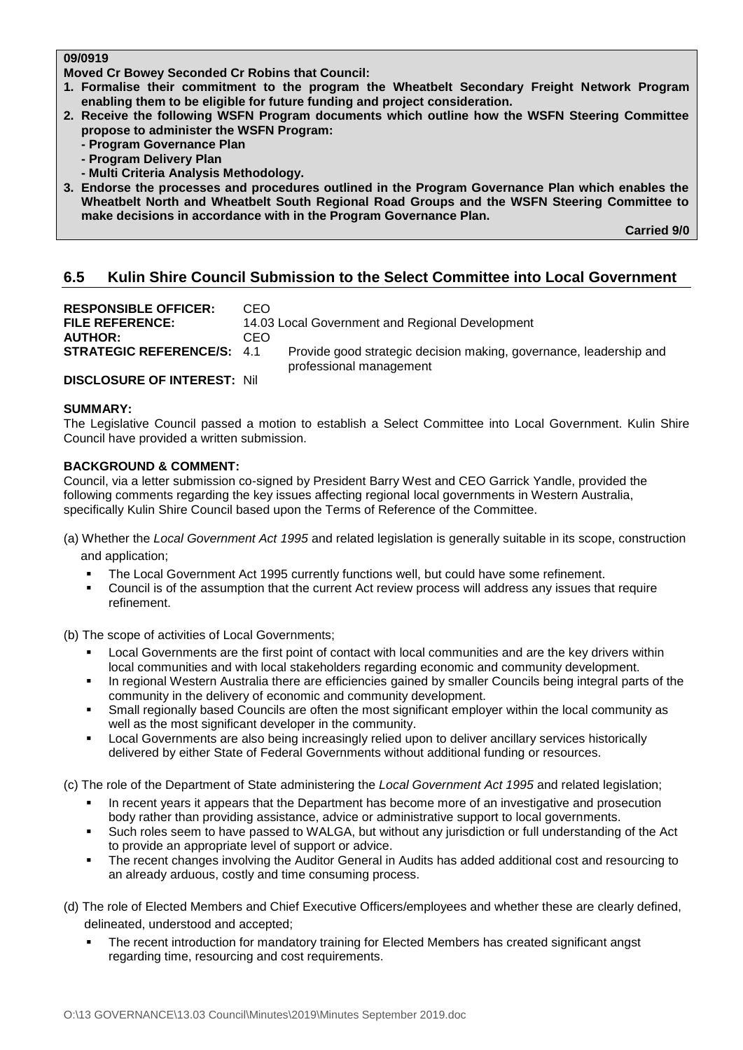**09/0919**

**Moved Cr Bowey Seconded Cr Robins that Council:**

1. **Formalise their commitment to the program the Wheatbelt Secondary Freight Network Program enabling them to be eligible for future funding and project consideration.**
2. **Receive the following WSFN Program documents which outline how the WSFN Steering Committee propose to administer the WSFN Program:**
   - **Program Governance Plan**
   - **Program Delivery Plan**
   - **Multi Criteria Analysis Methodology.**
3. **Endorse the processes and procedures outlined in the Program Governance Plan which enables the Wheatbelt North and Wheatbelt South Regional Road Groups and the WSFN Steering Committee to make decisions in accordance with in the Program Governance Plan.**

**Carried 9/0**

## 6.5 Kulin Shire Council Submission to the Select Committee into Local Government

**RESPONSIBLE OFFICER:** CEO
**FILE REFERENCE:** 14.03 Local Government and Regional Development
**AUTHOR:** CEO
**STRATEGIC REFERENCE/S:** 4.1 Provide good strategic decision making, governance, leadership and professional management
**DISCLOSURE OF INTEREST:** Nil

**SUMMARY:**

The Legislative Council passed a motion to establish a Select Committee into Local Government. Kulin Shire Council have provided a written submission.

**BACKGROUND & COMMENT:**

Council, via a letter submission co-signed by President Barry West and CEO Garrick Yandle, provided the following comments regarding the key issues affecting regional local governments in Western Australia, specifically Kulin Shire Council based upon the Terms of Reference of the Committee.

(a) Whether the *Local Government Act 1995* and related legislation is generally suitable in its scope, construction and application;

- The Local Government Act 1995 currently functions well, but could have some refinement.
- Council is of the assumption that the current Act review process will address any issues that require refinement.

(b) The scope of activities of Local Governments;

- Local Governments are the first point of contact with local communities and are the key drivers within local communities and with local stakeholders regarding economic and community development.
- In regional Western Australia there are efficiencies gained by smaller Councils being integral parts of the community in the delivery of economic and community development.
- Small regionally based Councils are often the most significant employer within the local community as well as the most significant developer in the community.
- Local Governments are also being increasingly relied upon to deliver ancillary services historically delivered by either State of Federal Governments without additional funding or resources.

(c) The role of the Department of State administering the *Local Government Act 1995* and related legislation;

- In recent years it appears that the Department has become more of an investigative and prosecution body rather than providing assistance, advice or administrative support to local governments.
- Such roles seem to have passed to WALGA, but without any jurisdiction or full understanding of the Act to provide an appropriate level of support or advice.
- The recent changes involving the Auditor General in Audits has added additional cost and resourcing to an already arduous, costly and time consuming process.

(d) The role of Elected Members and Chief Executive Officers/employees and whether these are clearly defined, delineated, understood and accepted;

- The recent introduction for mandatory training for Elected Members has created significant angst regarding time, resourcing and cost requirements.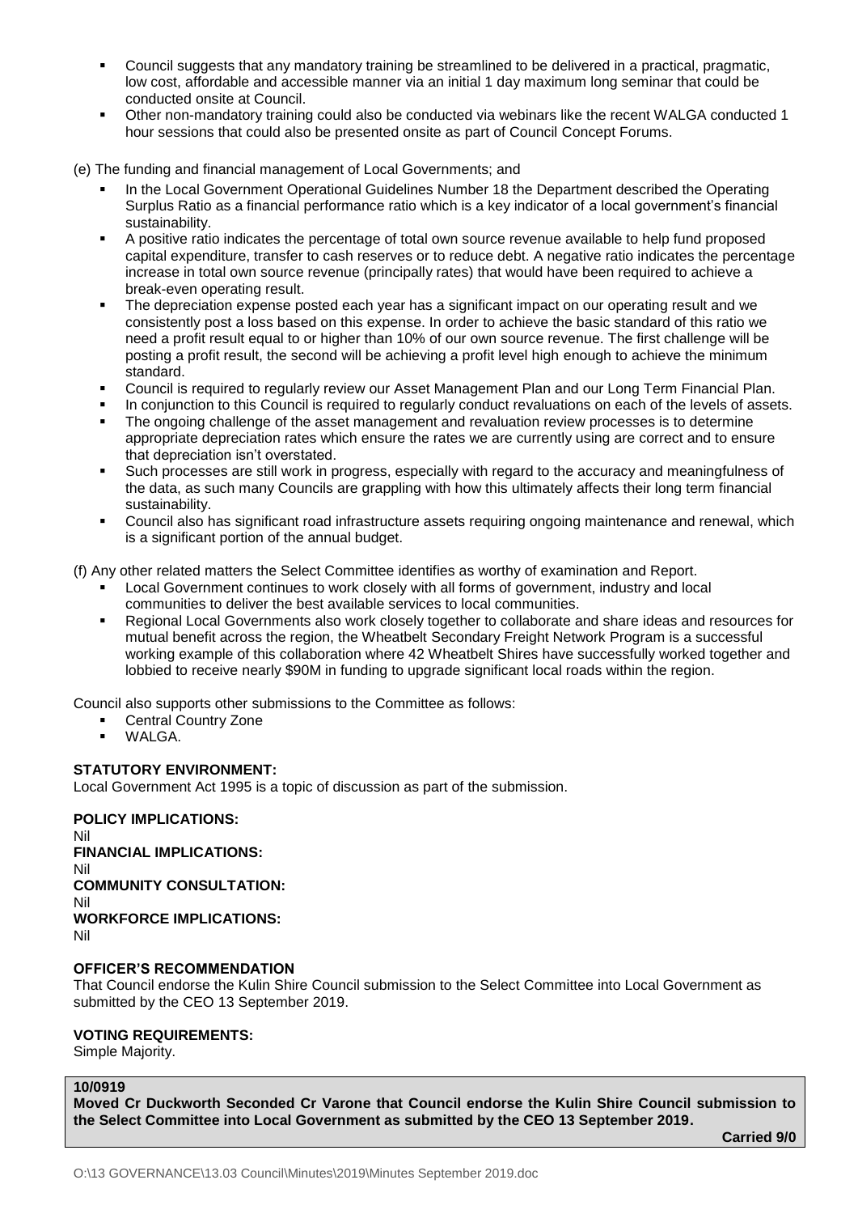- Council suggests that any mandatory training be streamlined to be delivered in a practical, pragmatic, low cost, affordable and accessible manner via an initial 1 day maximum long seminar that could be conducted onsite at Council.
- Other non-mandatory training could also be conducted via webinars like the recent WALGA conducted 1 hour sessions that could also be presented onsite as part of Council Concept Forums.

(e) The funding and financial management of Local Governments; and

- In the Local Government Operational Guidelines Number 18 the Department described the Operating Surplus Ratio as a financial performance ratio which is a key indicator of a local government's financial sustainability.
- A positive ratio indicates the percentage of total own source revenue available to help fund proposed capital expenditure, transfer to cash reserves or to reduce debt. A negative ratio indicates the percentage increase in total own source revenue (principally rates) that would have been required to achieve a break-even operating result.
- The depreciation expense posted each year has a significant impact on our operating result and we consistently post a loss based on this expense. In order to achieve the basic standard of this ratio we need a profit result equal to or higher than 10% of our own source revenue. The first challenge will be posting a profit result, the second will be achieving a profit level high enough to achieve the minimum standard.
- Council is required to regularly review our Asset Management Plan and our Long Term Financial Plan.
- In conjunction to this Council is required to regularly conduct revaluations on each of the levels of assets.
- The ongoing challenge of the asset management and revaluation review processes is to determine appropriate depreciation rates which ensure the rates we are currently using are correct and to ensure that depreciation isn't overstated.
- Such processes are still work in progress, especially with regard to the accuracy and meaningfulness of the data, as such many Councils are grappling with how this ultimately affects their long term financial sustainability.
- Council also has significant road infrastructure assets requiring ongoing maintenance and renewal, which is a significant portion of the annual budget.

(f) Any other related matters the Select Committee identifies as worthy of examination and Report.

- Local Government continues to work closely with all forms of government, industry and local communities to deliver the best available services to local communities.
- Regional Local Governments also work closely together to collaborate and share ideas and resources for mutual benefit across the region, the Wheatbelt Secondary Freight Network Program is a successful working example of this collaboration where 42 Wheatbelt Shires have successfully worked together and lobbied to receive nearly $90M in funding to upgrade significant local roads within the region.

Council also supports other submissions to the Committee as follows:

- Central Country Zone
- WALGA.

**STATUTORY ENVIRONMENT:**
Local Government Act 1995 is a topic of discussion as part of the submission.

**POLICY IMPLICATIONS:**
Nil

**FINANCIAL IMPLICATIONS:**
Nil

**COMMUNITY CONSULTATION:**
Nil

**WORKFORCE IMPLICATIONS:**
Nil

**OFFICER'S RECOMMENDATION**
That Council endorse the Kulin Shire Council submission to the Select Committee into Local Government as submitted by the CEO 13 September 2019.

**VOTING REQUIREMENTS:**
Simple Majority.

**10/0919**
**Moved Cr Duckworth Seconded Cr Varone that Council endorse the Kulin Shire Council submission to the Select Committee into Local Government as submitted by the CEO 13 September 2019.**

**Carried 9/0**

O:\13 GOVERNANCE\13.03 Council\Minutes\2019\Minutes September 2019.doc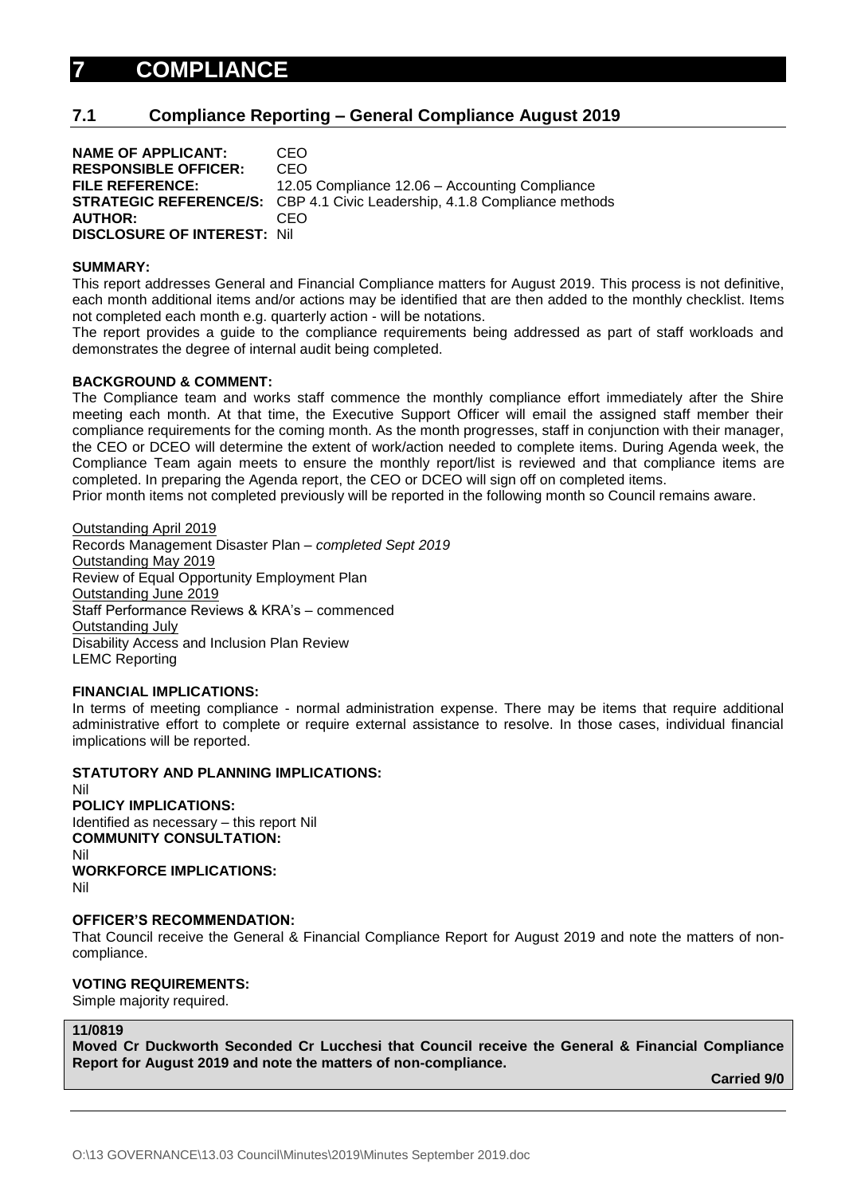# 7 COMPLIANCE

## 7.1 Compliance Reporting – General Compliance August 2019

**NAME OF APPLICANT:** CEO
**RESPONSIBLE OFFICER:** CEO
**FILE REFERENCE:** 12.05 Compliance 12.06 – Accounting Compliance
**STRATEGIC REFERENCE/S:** CBP 4.1 Civic Leadership, 4.1.8 Compliance methods
**AUTHOR:** CEO
**DISCLOSURE OF INTEREST:** Nil

**SUMMARY:**
This report addresses General and Financial Compliance matters for August 2019. This process is not definitive, each month additional items and/or actions may be identified that are then added to the monthly checklist. Items not completed each month e.g. quarterly action - will be notations.
The report provides a guide to the compliance requirements being addressed as part of staff workloads and demonstrates the degree of internal audit being completed.

**BACKGROUND & COMMENT:**
The Compliance team and works staff commence the monthly compliance effort immediately after the Shire meeting each month. At that time, the Executive Support Officer will email the assigned staff member their compliance requirements for the coming month. As the month progresses, staff in conjunction with their manager, the CEO or DCEO will determine the extent of work/action needed to complete items. During Agenda week, the Compliance Team again meets to ensure the monthly report/list is reviewed and that compliance items are completed. In preparing the Agenda report, the CEO or DCEO will sign off on completed items.
Prior month items not completed previously will be reported in the following month so Council remains aware.

Outstanding April 2019
Records Management Disaster Plan – *completed Sept 2019*
Outstanding May 2019
Review of Equal Opportunity Employment Plan
Outstanding June 2019
Staff Performance Reviews & KRA's – commenced
Outstanding July
Disability Access and Inclusion Plan Review
LEMC Reporting

**FINANCIAL IMPLICATIONS:**
In terms of meeting compliance - normal administration expense. There may be items that require additional administrative effort to complete or require external assistance to resolve. In those cases, individual financial implications will be reported.

**STATUTORY AND PLANNING IMPLICATIONS:**
Nil
**POLICY IMPLICATIONS:**
Identified as necessary – this report Nil
**COMMUNITY CONSULTATION:**
Nil
**WORKFORCE IMPLICATIONS:**
Nil

**OFFICER'S RECOMMENDATION:**
That Council receive the General & Financial Compliance Report for August 2019 and note the matters of non-compliance.

**VOTING REQUIREMENTS:**
Simple majority required.

**11/0819**
**Moved Cr Duckworth Seconded Cr Lucchesi that Council receive the General & Financial Compliance Report for August 2019 and note the matters of non-compliance.**

**Carried 9/0**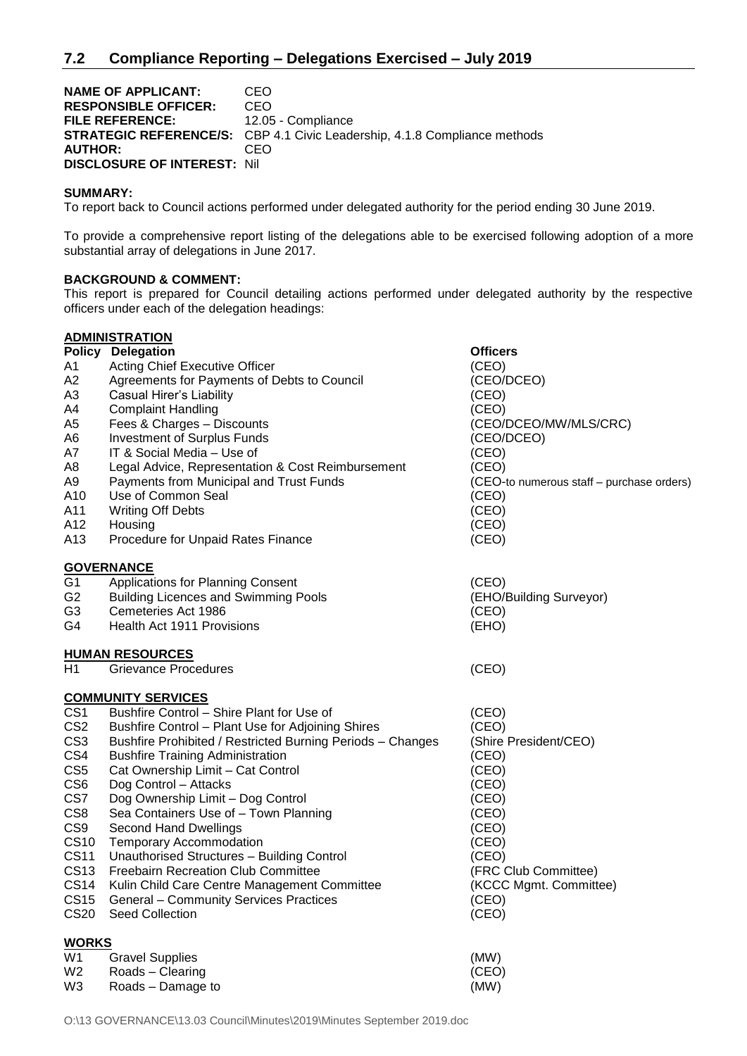## 7.2 Compliance Reporting – Delegations Exercised – July 2019

**NAME OF APPLICANT:** CEO
**RESPONSIBLE OFFICER:** CEO
**FILE REFERENCE:** 12.05 - Compliance
**STRATEGIC REFERENCE/S:** CBP 4.1 Civic Leadership, 4.1.8 Compliance methods
**AUTHOR:** CEO
**DISCLOSURE OF INTEREST:** Nil

**SUMMARY:**
To report back to Council actions performed under delegated authority for the period ending 30 June 2019.

To provide a comprehensive report listing of the delegations able to be exercised following adoption of a more substantial array of delegations in June 2017.

**BACKGROUND & COMMENT:**
This report is prepared for Council detailing actions performed under delegated authority by the respective officers under each of the delegation headings:

**ADMINISTRATION**

| Policy | Delegation | Officers |
|---|---|---|
| A1 | Acting Chief Executive Officer | (CEO) |
| A2 | Agreements for Payments of Debts to Council | (CEO/DCEO) |
| A3 | Casual Hirer's Liability | (CEO) |
| A4 | Complaint Handling | (CEO) |
| A5 | Fees & Charges – Discounts | (CEO/DCEO/MW/MLS/CRC) |
| A6 | Investment of Surplus Funds | (CEO/DCEO) |
| A7 | IT & Social Media – Use of | (CEO) |
| A8 | Legal Advice, Representation & Cost Reimbursement | (CEO) |
| A9 | Payments from Municipal and Trust Funds | (CEO-to numerous staff – purchase orders) |
| A10 | Use of Common Seal | (CEO) |
| A11 | Writing Off Debts | (CEO) |
| A12 | Housing | (CEO) |
| A13 | Procedure for Unpaid Rates Finance | (CEO) |

**GOVERNANCE**

| | | |
|---|---|---|
| G1 | Applications for Planning Consent | (CEO) |
| G2 | Building Licences and Swimming Pools | (EHO/Building Surveyor) |
| G3 | Cemeteries Act 1986 | (CEO) |
| G4 | Health Act 1911 Provisions | (EHO) |

**HUMAN RESOURCES**

| | | |
|---|---|---|
| H1 | Grievance Procedures | (CEO) |

**COMMUNITY SERVICES**

| | | |
|---|---|---|
| CS1 | Bushfire Control – Shire Plant for Use of | (CEO) |
| CS2 | Bushfire Control – Plant Use for Adjoining Shires | (CEO) |
| CS3 | Bushfire Prohibited / Restricted Burning Periods – Changes | (Shire President/CEO) |
| CS4 | Bushfire Training Administration | (CEO) |
| CS5 | Cat Ownership Limit – Cat Control | (CEO) |
| CS6 | Dog Control – Attacks | (CEO) |
| CS7 | Dog Ownership Limit – Dog Control | (CEO) |
| CS8 | Sea Containers Use of – Town Planning | (CEO) |
| CS9 | Second Hand Dwellings | (CEO) |
| CS10 | Temporary Accommodation | (CEO) |
| CS11 | Unauthorised Structures – Building Control | (CEO) |
| CS13 | Freebairn Recreation Club Committee | (FRC Club Committee) |
| CS14 | Kulin Child Care Centre Management Committee | (KCCC Mgmt. Committee) |
| CS15 | General – Community Services Practices | (CEO) |
| CS20 | Seed Collection | (CEO) |

**WORKS**

| | | |
|---|---|---|
| W1 | Gravel Supplies | (MW) |
| W2 | Roads – Clearing | (CEO) |
| W3 | Roads – Damage to | (MW) |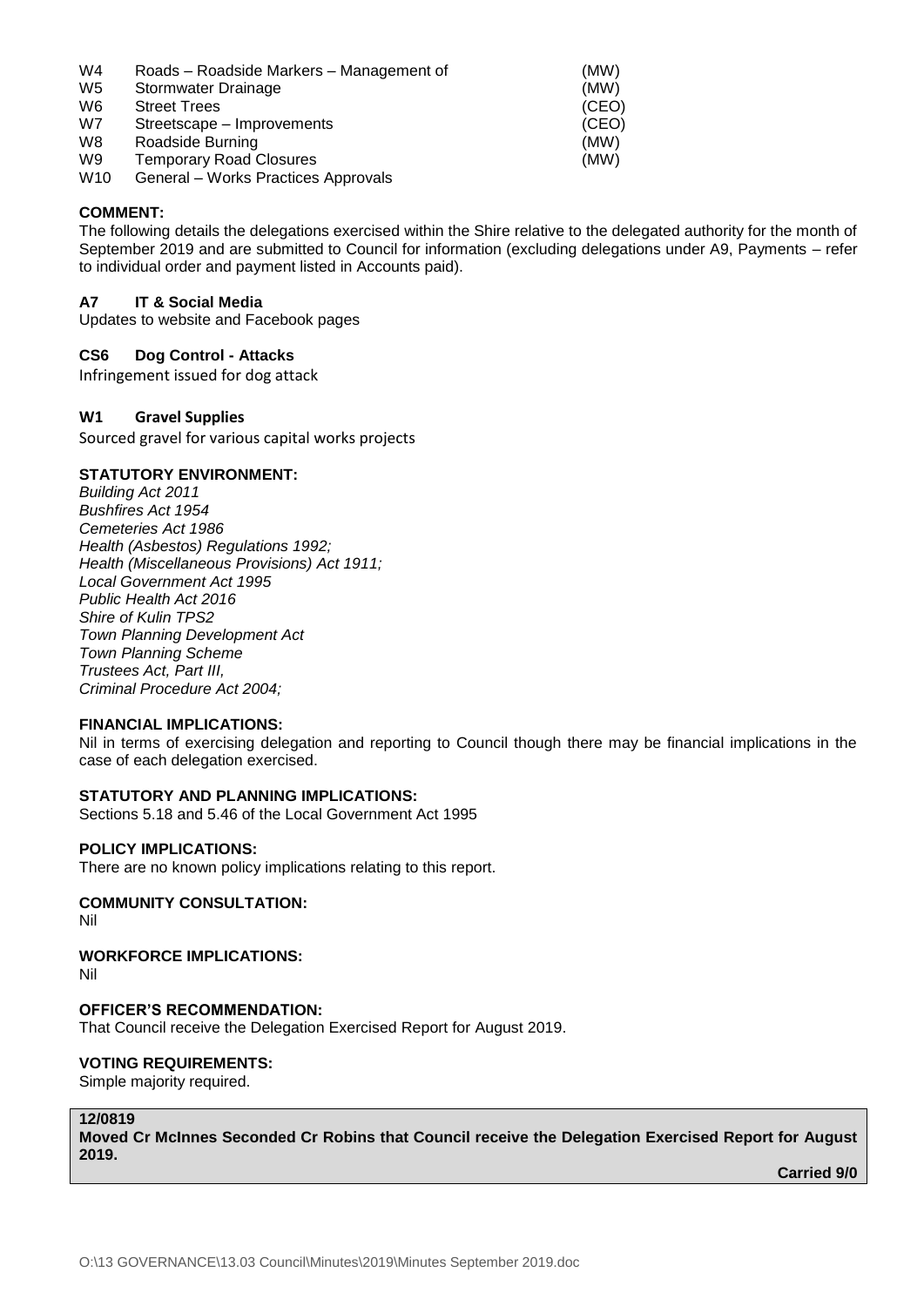| | | |
|---|---|---|
| W4 | Roads – Roadside Markers – Management of | (MW) |
| W5 | Stormwater Drainage | (MW) |
| W6 | Street Trees | (CEO) |
| W7 | Streetscape – Improvements | (CEO) |
| W8 | Roadside Burning | (MW) |
| W9 | Temporary Road Closures | (MW) |
| W10 | General – Works Practices Approvals | |

**COMMENT:**
The following details the delegations exercised within the Shire relative to the delegated authority for the month of September 2019 and are submitted to Council for information (excluding delegations under A9, Payments – refer to individual order and payment listed in Accounts paid).

**A7 IT & Social Media**
Updates to website and Facebook pages

**CS6 Dog Control - Attacks**
Infringement issued for dog attack

**W1 Gravel Supplies**
Sourced gravel for various capital works projects

**STATUTORY ENVIRONMENT:**
*Building Act 2011*
*Bushfires Act 1954*
*Cemeteries Act 1986*
*Health (Asbestos) Regulations 1992;*
*Health (Miscellaneous Provisions) Act 1911;*
*Local Government Act 1995*
*Public Health Act 2016*
*Shire of Kulin TPS2*
*Town Planning Development Act*
*Town Planning Scheme*
*Trustees Act, Part III,*
*Criminal Procedure Act 2004;*

**FINANCIAL IMPLICATIONS:**
Nil in terms of exercising delegation and reporting to Council though there may be financial implications in the case of each delegation exercised.

**STATUTORY AND PLANNING IMPLICATIONS:**
Sections 5.18 and 5.46 of the Local Government Act 1995

**POLICY IMPLICATIONS:**
There are no known policy implications relating to this report.

**COMMUNITY CONSULTATION:**
Nil

**WORKFORCE IMPLICATIONS:**
Nil

**OFFICER'S RECOMMENDATION:**
That Council receive the Delegation Exercised Report for August 2019.

**VOTING REQUIREMENTS:**
Simple majority required.

**12/0819**
**Moved Cr McInnes Seconded Cr Robins that Council receive the Delegation Exercised Report for August 2019.**

**Carried 9/0**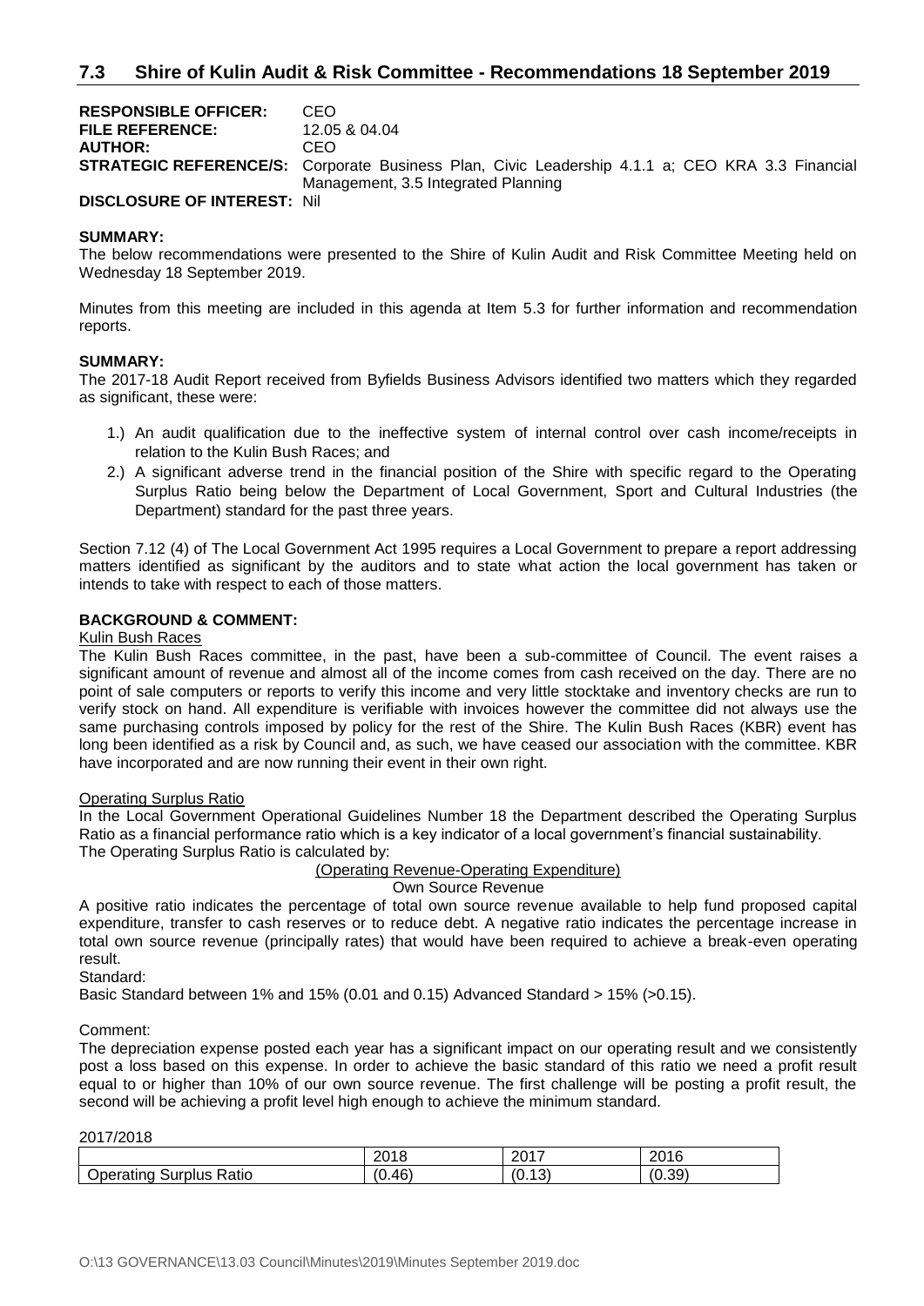## 7.3 Shire of Kulin Audit & Risk Committee - Recommendations 18 September 2019

**RESPONSIBLE OFFICER:** CEO
**FILE REFERENCE:** 12.05 & 04.04
**AUTHOR:** CEO
**STRATEGIC REFERENCE/S:** Corporate Business Plan, Civic Leadership 4.1.1 a; CEO KRA 3.3 Financial Management, 3.5 Integrated Planning
**DISCLOSURE OF INTEREST:** Nil

**SUMMARY:**
The below recommendations were presented to the Shire of Kulin Audit and Risk Committee Meeting held on Wednesday 18 September 2019.

Minutes from this meeting are included in this agenda at Item 5.3 for further information and recommendation reports.

**SUMMARY:**
The 2017-18 Audit Report received from Byfields Business Advisors identified two matters which they regarded as significant, these were:

1.) An audit qualification due to the ineffective system of internal control over cash income/receipts in relation to the Kulin Bush Races; and
2.) A significant adverse trend in the financial position of the Shire with specific regard to the Operating Surplus Ratio being below the Department of Local Government, Sport and Cultural Industries (the Department) standard for the past three years.

Section 7.12 (4) of The Local Government Act 1995 requires a Local Government to prepare a report addressing matters identified as significant by the auditors and to state what action the local government has taken or intends to take with respect to each of those matters.

**BACKGROUND & COMMENT:**

Kulin Bush Races

The Kulin Bush Races committee, in the past, have been a sub-committee of Council. The event raises a significant amount of revenue and almost all of the income comes from cash received on the day. There are no point of sale computers or reports to verify this income and very little stocktake and inventory checks are run to verify stock on hand. All expenditure is verifiable with invoices however the committee did not always use the same purchasing controls imposed by policy for the rest of the Shire. The Kulin Bush Races (KBR) event has long been identified as a risk by Council and, as such, we have ceased our association with the committee. KBR have incorporated and are now running their event in their own right.

Operating Surplus Ratio

In the Local Government Operational Guidelines Number 18 the Department described the Operating Surplus Ratio as a financial performance ratio which is a key indicator of a local government's financial sustainability.
The Operating Surplus Ratio is calculated by:

$$\frac{\text{(Operating Revenue-Operating Expenditure)}}{\text{Own Source Revenue}}$$

A positive ratio indicates the percentage of total own source revenue available to help fund proposed capital expenditure, transfer to cash reserves or to reduce debt. A negative ratio indicates the percentage increase in total own source revenue (principally rates) that would have been required to achieve a break-even operating result.

Standard:

Basic Standard between 1% and 15% (0.01 and 0.15) Advanced Standard > 15% (>0.15).

Comment:

The depreciation expense posted each year has a significant impact on our operating result and we consistently post a loss based on this expense. In order to achieve the basic standard of this ratio we need a profit result equal to or higher than 10% of our own source revenue. The first challenge will be posting a profit result, the second will be achieving a profit level high enough to achieve the minimum standard.

2017/2018

| | 2018 | 2017 | 2016 |
|---|---|---|---|
| Operating Surplus Ratio | (0.46) | (0.13) | (0.39) |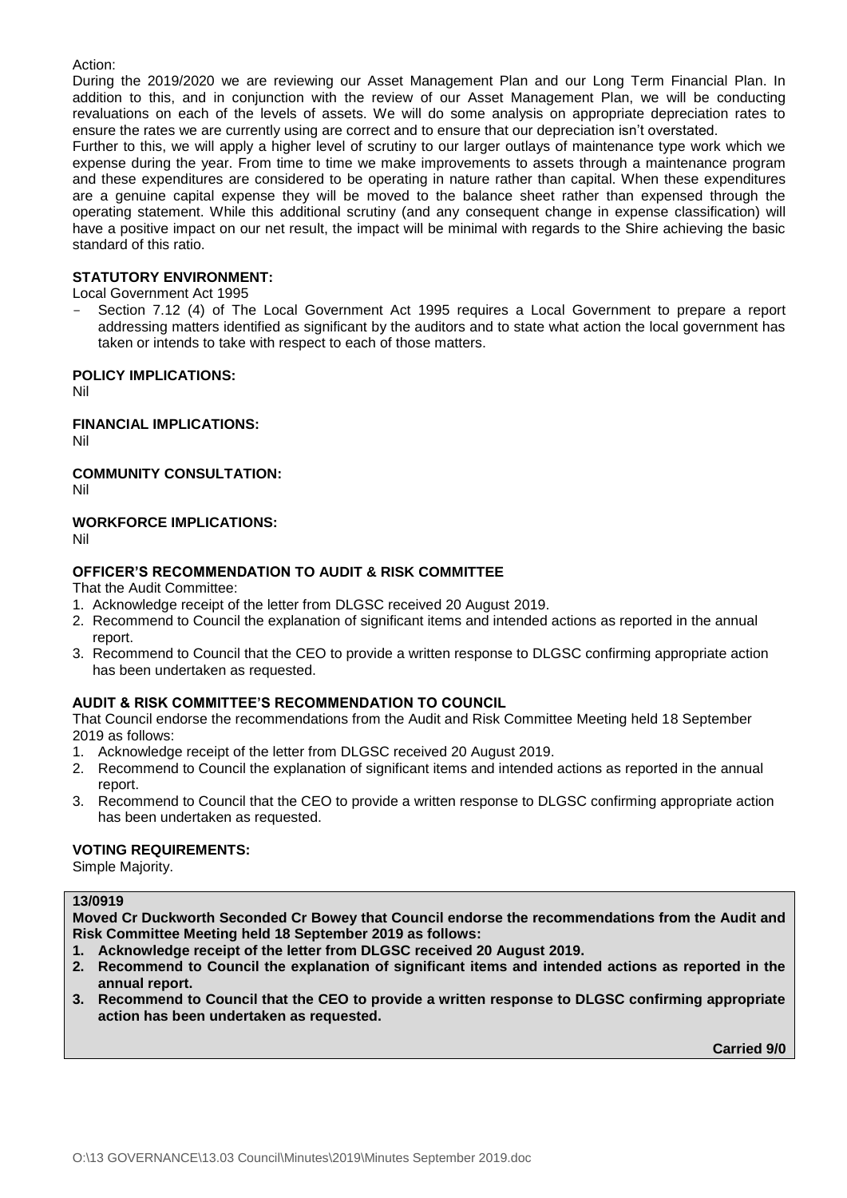Action:

During the 2019/2020 we are reviewing our Asset Management Plan and our Long Term Financial Plan. In addition to this, and in conjunction with the review of our Asset Management Plan, we will be conducting revaluations on each of the levels of assets. We will do some analysis on appropriate depreciation rates to ensure the rates we are currently using are correct and to ensure that our depreciation isn't overstated.

Further to this, we will apply a higher level of scrutiny to our larger outlays of maintenance type work which we expense during the year. From time to time we make improvements to assets through a maintenance program and these expenditures are considered to be operating in nature rather than capital. When these expenditures are a genuine capital expense they will be moved to the balance sheet rather than expensed through the operating statement. While this additional scrutiny (and any consequent change in expense classification) will have a positive impact on our net result, the impact will be minimal with regards to the Shire achieving the basic standard of this ratio.

**STATUTORY ENVIRONMENT:**

Local Government Act 1995

- Section 7.12 (4) of The Local Government Act 1995 requires a Local Government to prepare a report addressing matters identified as significant by the auditors and to state what action the local government has taken or intends to take with respect to each of those matters.

**POLICY IMPLICATIONS:**

Nil

**FINANCIAL IMPLICATIONS:**

Nil

**COMMUNITY CONSULTATION:**

Nil

**WORKFORCE IMPLICATIONS:**

Nil

**OFFICER'S RECOMMENDATION TO AUDIT & RISK COMMITTEE**

That the Audit Committee:

1. Acknowledge receipt of the letter from DLGSC received 20 August 2019.
2. Recommend to Council the explanation of significant items and intended actions as reported in the annual report.
3. Recommend to Council that the CEO to provide a written response to DLGSC confirming appropriate action has been undertaken as requested.

**AUDIT & RISK COMMITTEE'S RECOMMENDATION TO COUNCIL**

That Council endorse the recommendations from the Audit and Risk Committee Meeting held 18 September 2019 as follows:

1. Acknowledge receipt of the letter from DLGSC received 20 August 2019.
2. Recommend to Council the explanation of significant items and intended actions as reported in the annual report.
3. Recommend to Council that the CEO to provide a written response to DLGSC confirming appropriate action has been undertaken as requested.

**VOTING REQUIREMENTS:**

Simple Majority.

**13/0919**

**Moved Cr Duckworth Seconded Cr Bowey that Council endorse the recommendations from the Audit and Risk Committee Meeting held 18 September 2019 as follows:**

1. **Acknowledge receipt of the letter from DLGSC received 20 August 2019.**
2. **Recommend to Council the explanation of significant items and intended actions as reported in the annual report.**
3. **Recommend to Council that the CEO to provide a written response to DLGSC confirming appropriate action has been undertaken as requested.**

**Carried 9/0**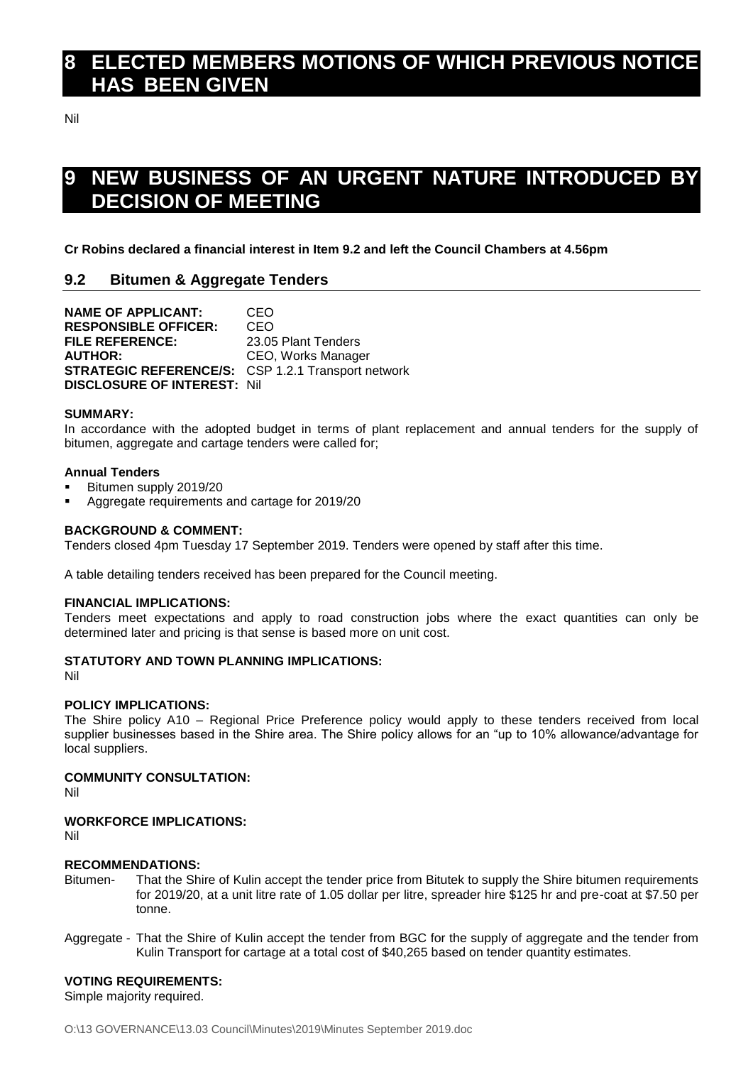# 8 ELECTED MEMBERS MOTIONS OF WHICH PREVIOUS NOTICE HAS BEEN GIVEN

Nil

# 9 NEW BUSINESS OF AN URGENT NATURE INTRODUCED BY DECISION OF MEETING

**Cr Robins declared a financial interest in Item 9.2 and left the Council Chambers at 4.56pm**

## 9.2 Bitumen & Aggregate Tenders

**NAME OF APPLICANT:** CEO
**RESPONSIBLE OFFICER:** CEO
**FILE REFERENCE:** 23.05 Plant Tenders
**AUTHOR:** CEO, Works Manager
**STRATEGIC REFERENCE/S:** CSP 1.2.1 Transport network
**DISCLOSURE OF INTEREST:** Nil

**SUMMARY:**
In accordance with the adopted budget in terms of plant replacement and annual tenders for the supply of bitumen, aggregate and cartage tenders were called for;

**Annual Tenders**

- Bitumen supply 2019/20
- Aggregate requirements and cartage for 2019/20

**BACKGROUND & COMMENT:**
Tenders closed 4pm Tuesday 17 September 2019. Tenders were opened by staff after this time.

A table detailing tenders received has been prepared for the Council meeting.

**FINANCIAL IMPLICATIONS:**
Tenders meet expectations and apply to road construction jobs where the exact quantities can only be determined later and pricing is that sense is based more on unit cost.

**STATUTORY AND TOWN PLANNING IMPLICATIONS:**
Nil

**POLICY IMPLICATIONS:**
The Shire policy A10 – Regional Price Preference policy would apply to these tenders received from local supplier businesses based in the Shire area. The Shire policy allows for an "up to 10% allowance/advantage for local suppliers.

**COMMUNITY CONSULTATION:**
Nil

**WORKFORCE IMPLICATIONS:**
Nil

**RECOMMENDATIONS:**

Bitumen- That the Shire of Kulin accept the tender price from Bitutek to supply the Shire bitumen requirements for 2019/20, at a unit litre rate of 1.05 dollar per litre, spreader hire $125 hr and pre-coat at $7.50 per tonne.

Aggregate - That the Shire of Kulin accept the tender from BGC for the supply of aggregate and the tender from Kulin Transport for cartage at a total cost of $40,265 based on tender quantity estimates.

**VOTING REQUIREMENTS:**
Simple majority required.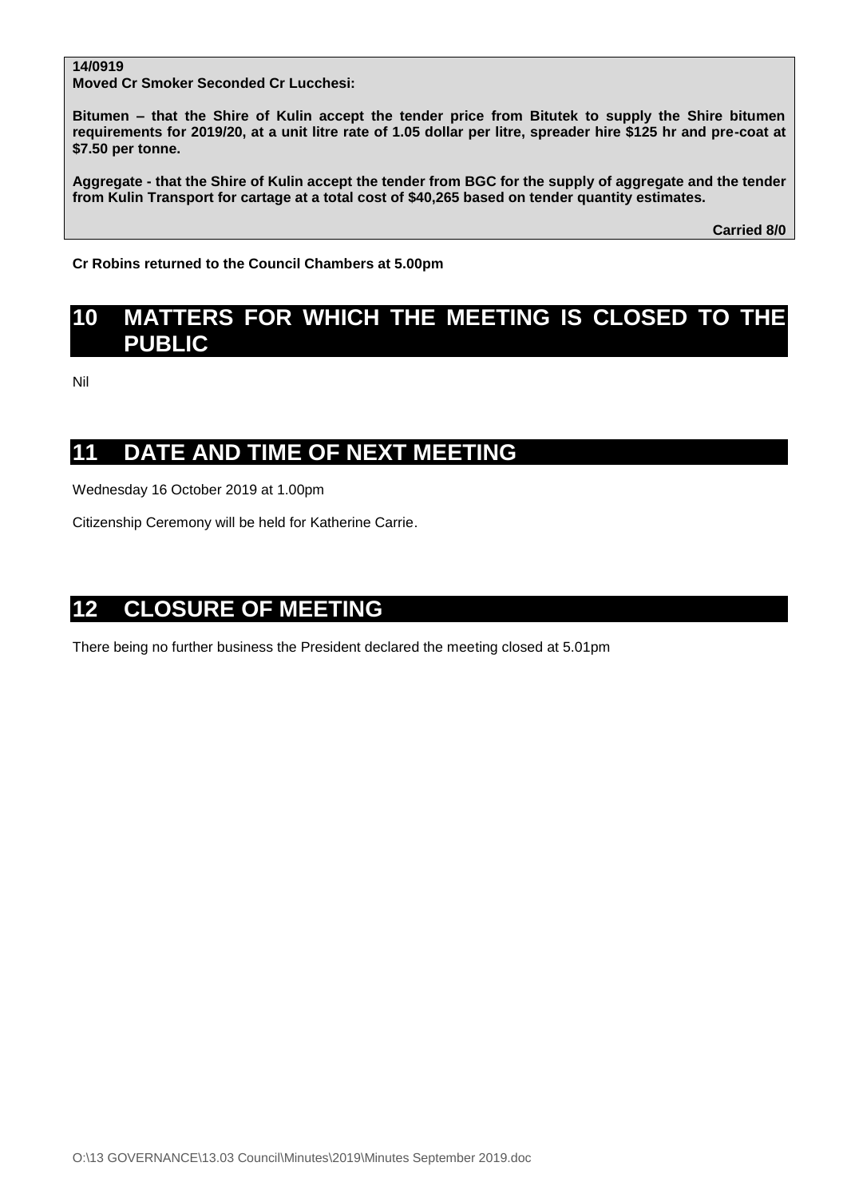**14/0919**
**Moved Cr Smoker Seconded Cr Lucchesi:**

**Bitumen – that the Shire of Kulin accept the tender price from Bitutek to supply the Shire bitumen requirements for 2019/20, at a unit litre rate of 1.05 dollar per litre, spreader hire $125 hr and pre-coat at $7.50 per tonne.**

**Aggregate - that the Shire of Kulin accept the tender from BGC for the supply of aggregate and the tender from Kulin Transport for cartage at a total cost of $40,265 based on tender quantity estimates.**

**Carried 8/0**

**Cr Robins returned to the Council Chambers at 5.00pm**

# 10 MATTERS FOR WHICH THE MEETING IS CLOSED TO THE PUBLIC

Nil

# 11 DATE AND TIME OF NEXT MEETING

Wednesday 16 October 2019 at 1.00pm

Citizenship Ceremony will be held for Katherine Carrie.

# 12 CLOSURE OF MEETING

There being no further business the President declared the meeting closed at 5.01pm